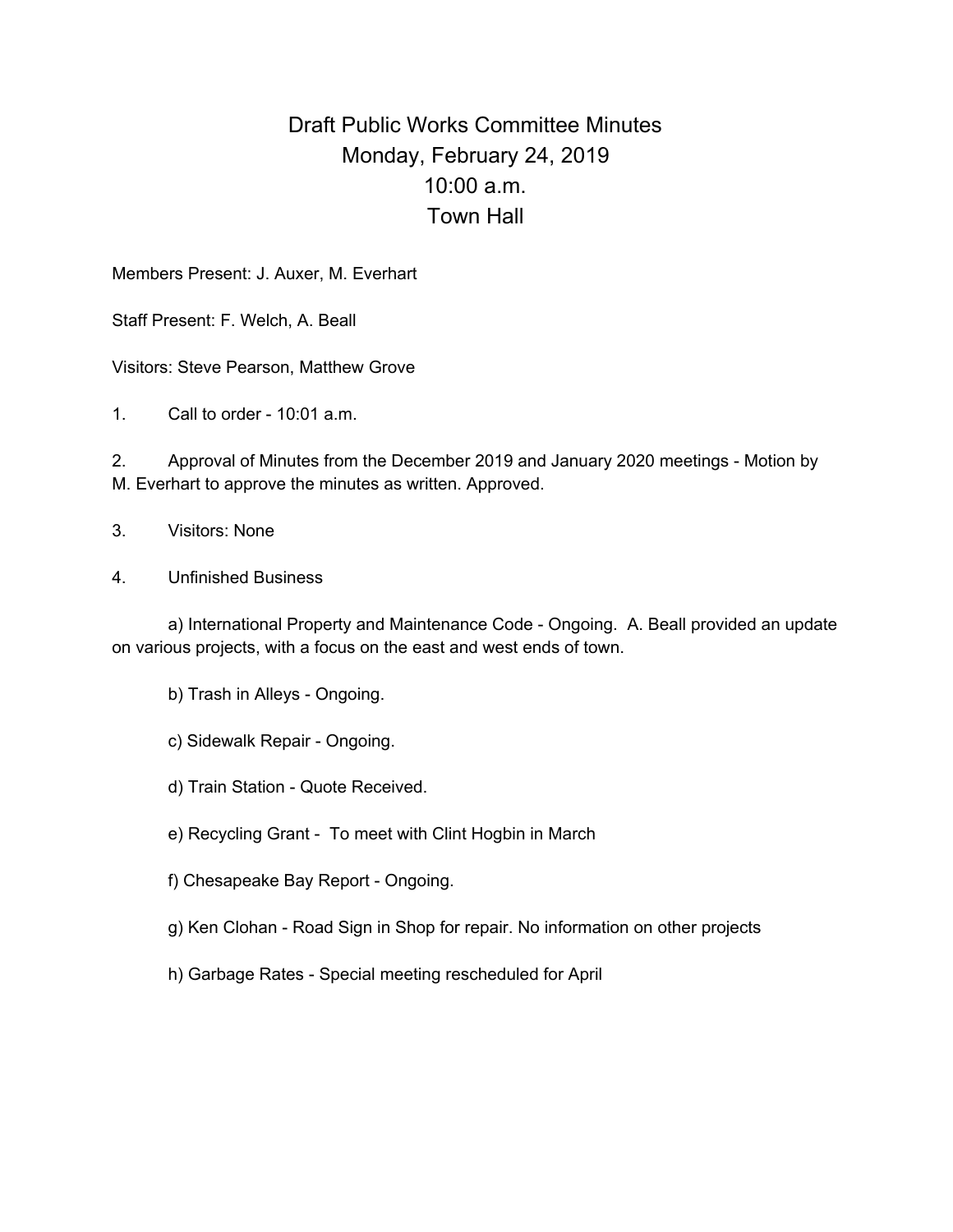# Draft Public Works Committee Minutes
## Monday, February 24, 2019
## 10:00 a.m.
## Town Hall

Members Present: J. Auxer, M. Everhart

Staff Present: F. Welch, A. Beall

Visitors: Steve Pearson, Matthew Grove

1. Call to order - 10:01 a.m.

2. Approval of Minutes from the December 2019 and January 2020 meetings - Motion by M. Everhart to approve the minutes as written. Approved.

3. Visitors: None

4. Unfinished Business

   a) International Property and Maintenance Code - Ongoing. A. Beall provided an update on various projects, with a focus on the east and west ends of town.

   b) Trash in Alleys - Ongoing.

   c) Sidewalk Repair - Ongoing.

   d) Train Station - Quote Received.

   e) Recycling Grant - To meet with Clint Hogbin in March

   f) Chesapeake Bay Report - Ongoing.

   g) Ken Clohan - Road Sign in Shop for repair. No information on other projects

   h) Garbage Rates - Special meeting rescheduled for April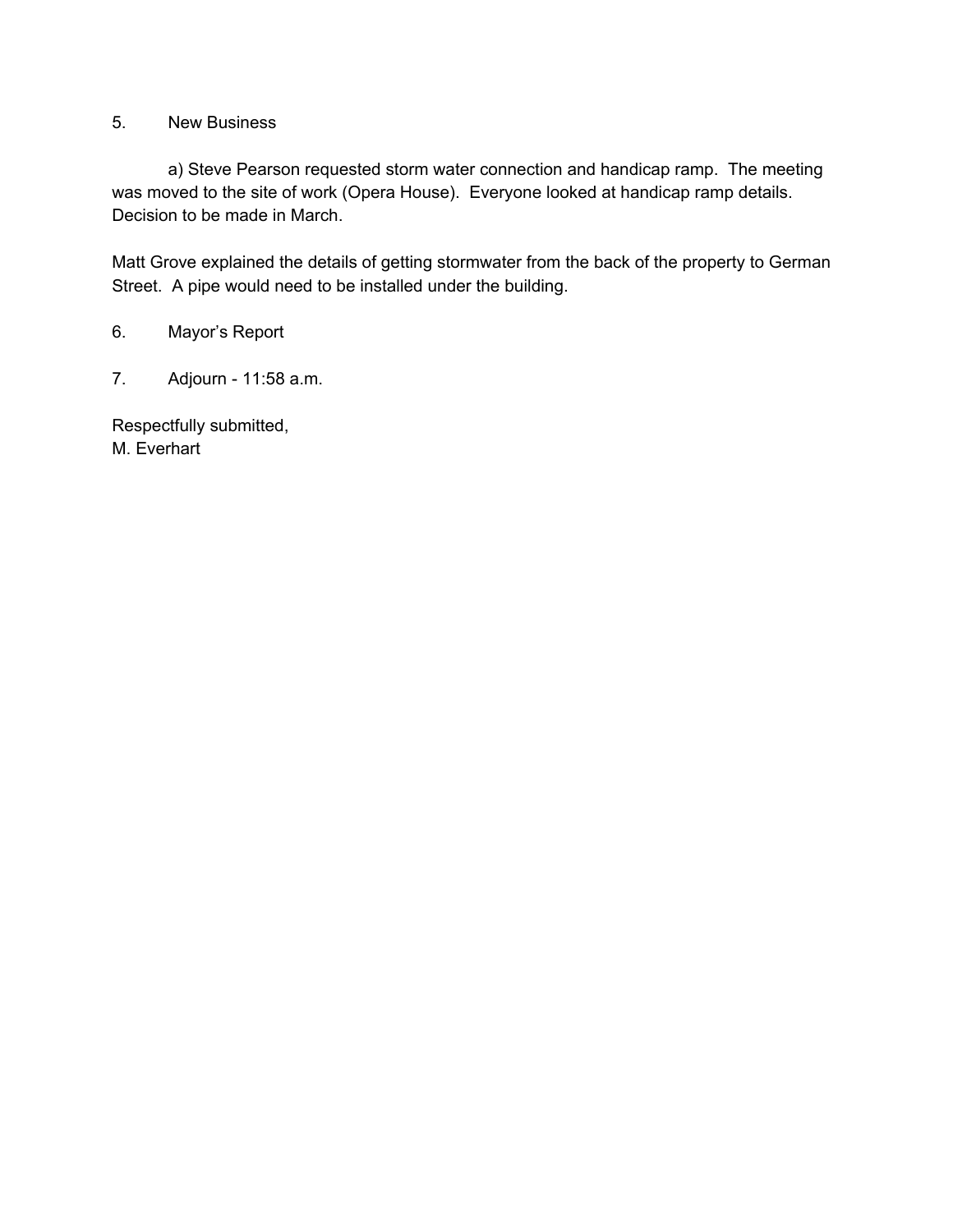5. New Business

a) Steve Pearson requested storm water connection and handicap ramp. The meeting was moved to the site of work (Opera House). Everyone looked at handicap ramp details. Decision to be made in March.

Matt Grove explained the details of getting stormwater from the back of the property to German Street. A pipe would need to be installed under the building.

6. Mayor's Report

7. Adjourn - 11:58 a.m.

Respectfully submitted,
M. Everhart